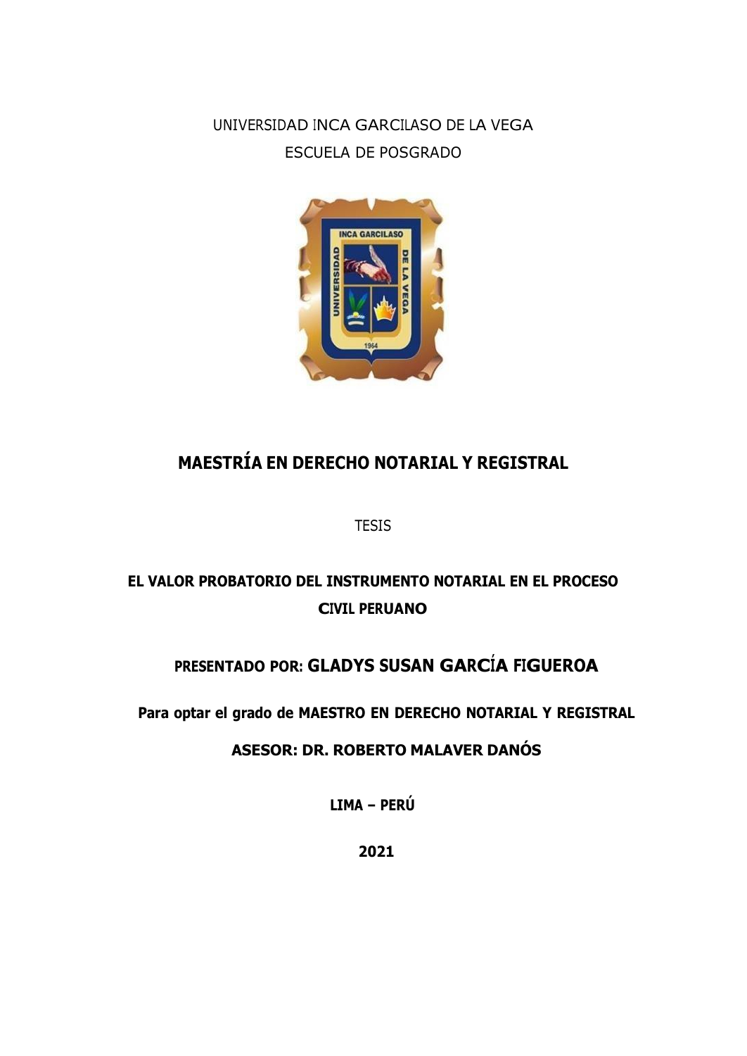UNIVERSIDAD INCA GARCILASO DE LA VEGA

ESCUELA DE POSGRADO

# MAESTRÍA EN DERECHO NOTARIAL Y REGISTRAL

TESIS

## EL VALOR PROBATORIO DEL INSTRUMENTO NOTARIAL EN EL PROCESO CIVIL PERUANO

**PRESENTADO POR: GLADYS SUSAN GARCÍA FIGUEROA**

**Para optar el grado de MAESTRO EN DERECHO NOTARIAL Y REGISTRAL**

**ASESOR: DR. ROBERTO MALAVER DANÓS**

**LIMA – PERÚ**

**2021**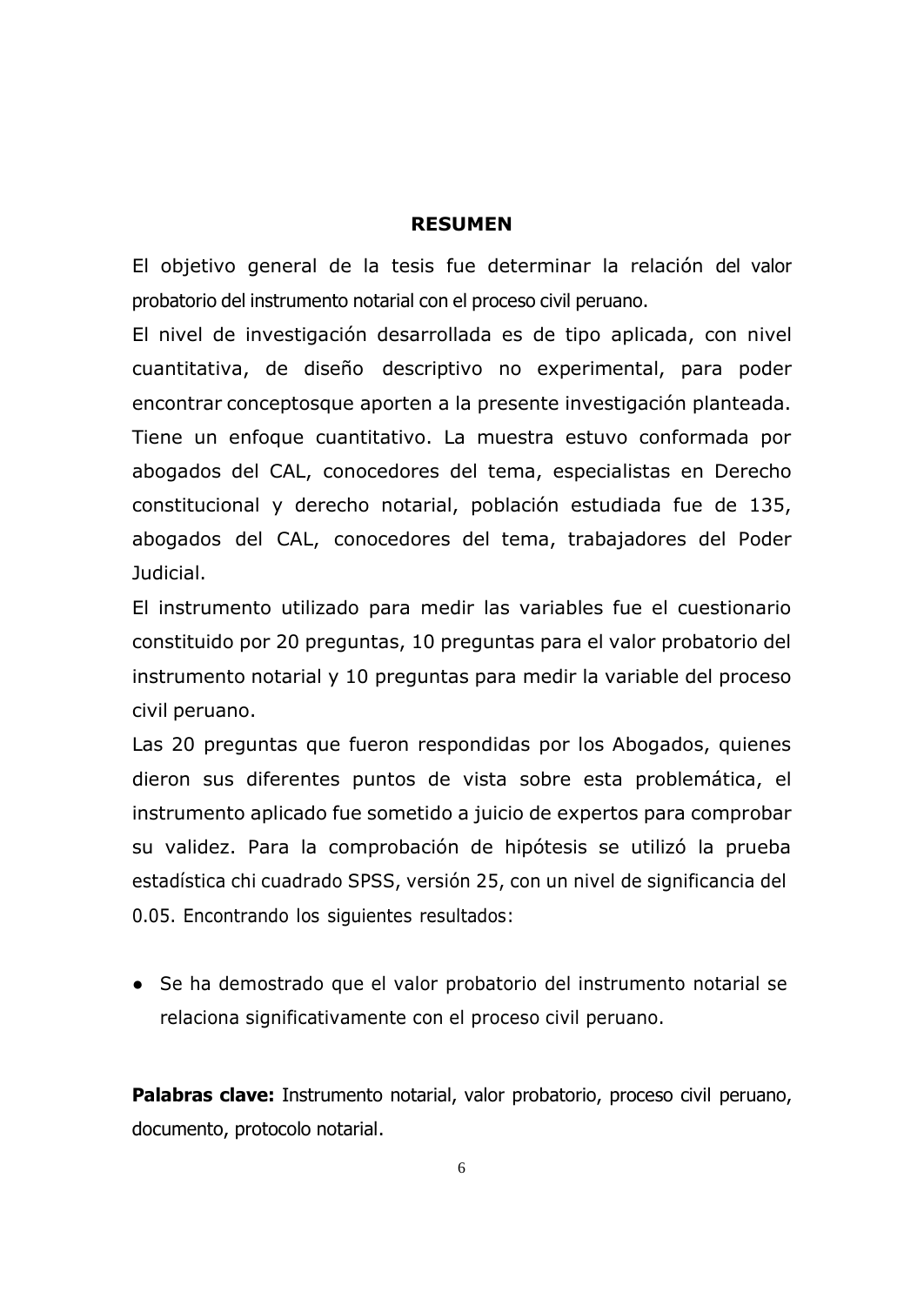## RESUMEN

El objetivo general de la tesis fue determinar la relación del valor probatorio del instrumento notarial con el proceso civil peruano.

El nivel de investigación desarrollada es de tipo aplicada, con nivel cuantitativa, de diseño descriptivo no experimental, para poder encontrar conceptosque aporten a la presente investigación planteada. Tiene un enfoque cuantitativo. La muestra estuvo conformada por abogados del CAL, conocedores del tema, especialistas en Derecho constitucional y derecho notarial, población estudiada fue de 135, abogados del CAL, conocedores del tema, trabajadores del Poder Judicial.

El instrumento utilizado para medir las variables fue el cuestionario constituido por 20 preguntas, 10 preguntas para el valor probatorio del instrumento notarial y 10 preguntas para medir la variable del proceso civil peruano.

Las 20 preguntas que fueron respondidas por los Abogados, quienes dieron sus diferentes puntos de vista sobre esta problemática, el instrumento aplicado fue sometido a juicio de expertos para comprobar su validez. Para la comprobación de hipótesis se utilizó la prueba estadística chi cuadrado SPSS, versión 25, con un nivel de significancia del 0.05. Encontrando los siguientes resultados:

- Se ha demostrado que el valor probatorio del instrumento notarial se relaciona significativamente con el proceso civil peruano.

**Palabras clave:** Instrumento notarial, valor probatorio, proceso civil peruano, documento, protocolo notarial.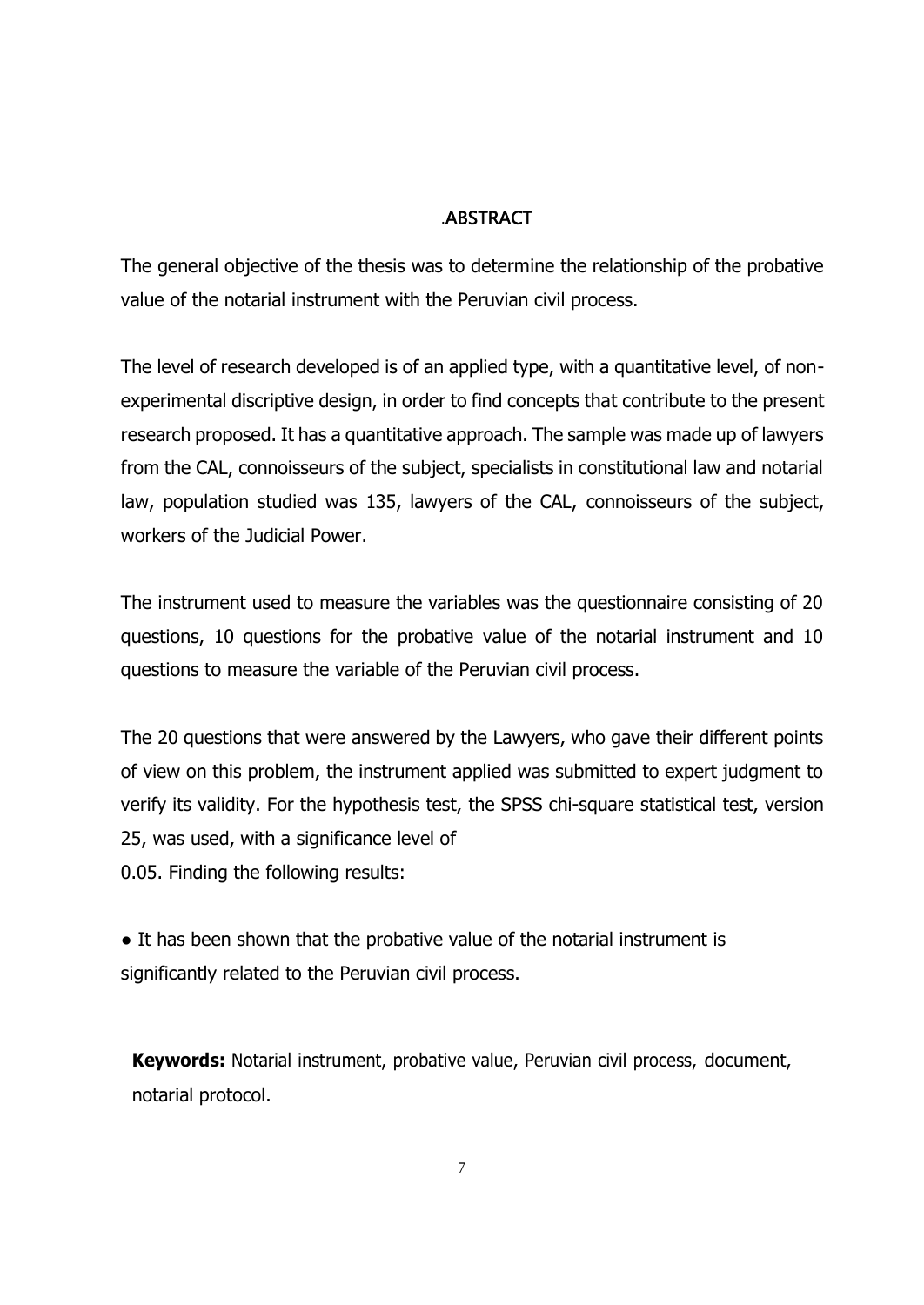# .ABSTRACT

The general objective of the thesis was to determine the relationship of the probative value of the notarial instrument with the Peruvian civil process.

The level of research developed is of an applied type, with a quantitative level, of non-experimental discriptive design, in order to find concepts that contribute to the present research proposed. It has a quantitative approach. The sample was made up of lawyers from the CAL, connoisseurs of the subject, specialists in constitutional law and notarial law, population studied was 135, lawyers of the CAL, connoisseurs of the subject, workers of the Judicial Power.

The instrument used to measure the variables was the questionnaire consisting of 20 questions, 10 questions for the probative value of the notarial instrument and 10 questions to measure the variable of the Peruvian civil process.

The 20 questions that were answered by the Lawyers, who gave their different points of view on this problem, the instrument applied was submitted to expert judgment to verify its validity. For the hypothesis test, the SPSS chi-square statistical test, version 25, was used, with a significance level of
0.05. Finding the following results:

- It has been shown that the probative value of the notarial instrument is significantly related to the Peruvian civil process.

**Keywords:** Notarial instrument, probative value, Peruvian civil process, document, notarial protocol.